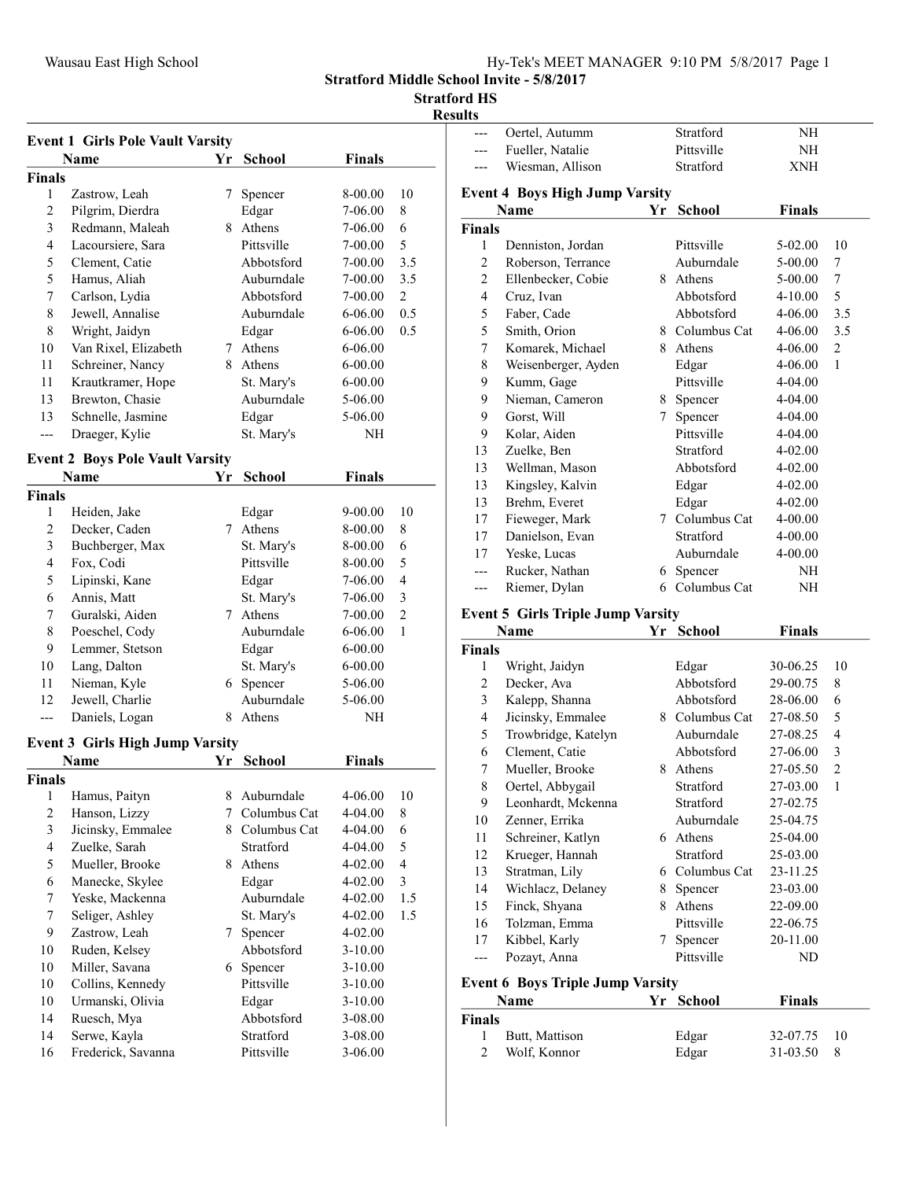**Stratford Middle School Invite - 5/8/2017**

**Stratford HS**

**Results**

### Event 1 Girls Pole Vault Varsity

| | Name | Yr | School | Finals | |
|---|---|---|---|---|---|
| **Finals** | | | | | |
| 1 | Zastrow, Leah | 7 | Spencer | 8-00.00 | 10 |
| 2 | Pilgrim, Dierdra | | Edgar | 7-06.00 | 8 |
| 3 | Redmann, Maleah | 8 | Athens | 7-06.00 | 6 |
| 4 | Lacoursiere, Sara | | Pittsville | 7-00.00 | 5 |
| 5 | Clement, Catie | | Abbotsford | 7-00.00 | 3.5 |
| 5 | Hamus, Aliah | | Auburndale | 7-00.00 | 3.5 |
| 7 | Carlson, Lydia | | Abbotsford | 7-00.00 | 2 |
| 8 | Jewell, Annalise | | Auburndale | 6-06.00 | 0.5 |
| 8 | Wright, Jaidyn | | Edgar | 6-06.00 | 0.5 |
| 10 | Van Rixel, Elizabeth | 7 | Athens | 6-06.00 | |
| 11 | Schreiner, Nancy | 8 | Athens | 6-00.00 | |
| 11 | Krautkramer, Hope | | St. Mary's | 6-00.00 | |
| 13 | Brewton, Chasie | | Auburndale | 5-06.00 | |
| 13 | Schnelle, Jasmine | | Edgar | 5-06.00 | |
| --- | Draeger, Kylie | | St. Mary's | NH | |

### Event 2 Boys Pole Vault Varsity

| | Name | Yr | School | Finals | |
|---|---|---|---|---|---|
| **Finals** | | | | | |
| 1 | Heiden, Jake | | Edgar | 9-00.00 | 10 |
| 2 | Decker, Caden | 7 | Athens | 8-00.00 | 8 |
| 3 | Buchberger, Max | | St. Mary's | 8-00.00 | 6 |
| 4 | Fox, Codi | | Pittsville | 8-00.00 | 5 |
| 5 | Lipinski, Kane | | Edgar | 7-06.00 | 4 |
| 6 | Annis, Matt | | St. Mary's | 7-06.00 | 3 |
| 7 | Guralski, Aiden | 7 | Athens | 7-00.00 | 2 |
| 8 | Poeschel, Cody | | Auburndale | 6-06.00 | 1 |
| 9 | Lemmer, Stetson | | Edgar | 6-00.00 | |
| 10 | Lang, Dalton | | St. Mary's | 6-00.00 | |
| 11 | Nieman, Kyle | 6 | Spencer | 5-06.00 | |
| 12 | Jewell, Charlie | | Auburndale | 5-06.00 | |
| --- | Daniels, Logan | 8 | Athens | NH | |

### Event 3 Girls High Jump Varsity

| | Name | Yr | School | Finals | |
|---|---|---|---|---|---|
| **Finals** | | | | | |
| 1 | Hamus, Paityn | 8 | Auburndale | 4-06.00 | 10 |
| 2 | Hanson, Lizzy | 7 | Columbus Cat | 4-04.00 | 8 |
| 3 | Jicinsky, Emmalee | 8 | Columbus Cat | 4-04.00 | 6 |
| 4 | Zuelke, Sarah | | Stratford | 4-04.00 | 5 |
| 5 | Mueller, Brooke | 8 | Athens | 4-02.00 | 4 |
| 6 | Manecke, Skylee | | Edgar | 4-02.00 | 3 |
| 7 | Yeske, Mackenna | | Auburndale | 4-02.00 | 1.5 |
| 7 | Seliger, Ashley | | St. Mary's | 4-02.00 | 1.5 |
| 9 | Zastrow, Leah | 7 | Spencer | 4-02.00 | |
| 10 | Ruden, Kelsey | | Abbotsford | 3-10.00 | |
| 10 | Miller, Savana | 6 | Spencer | 3-10.00 | |
| 10 | Collins, Kennedy | | Pittsville | 3-10.00 | |
| 10 | Urmanski, Olivia | | Edgar | 3-10.00 | |
| 14 | Ruesch, Mya | | Abbotsford | 3-08.00 | |
| 14 | Serwe, Kayla | | Stratford | 3-08.00 | |
| 16 | Frederick, Savanna | | Pittsville | 3-06.00 | |
| --- | Oertel, Autumm | | Stratford | NH | |
| --- | Fueller, Natalie | | Pittsville | NH | |
| --- | Wiesman, Allison | | Stratford | XNH | |

### Event 4 Boys High Jump Varsity

| | Name | Yr | School | Finals | |
|---|---|---|---|---|---|
| **Finals** | | | | | |
| 1 | Denniston, Jordan | | Pittsville | 5-02.00 | 10 |
| 2 | Roberson, Terrance | | Auburndale | 5-00.00 | 7 |
| 2 | Ellenbecker, Cobie | 8 | Athens | 5-00.00 | 7 |
| 4 | Cruz, Ivan | | Abbotsford | 4-10.00 | 5 |
| 5 | Faber, Cade | | Abbotsford | 4-06.00 | 3.5 |
| 5 | Smith, Orion | 8 | Columbus Cat | 4-06.00 | 3.5 |
| 7 | Komarek, Michael | 8 | Athens | 4-06.00 | 2 |
| 8 | Weisenberger, Ayden | | Edgar | 4-06.00 | 1 |
| 9 | Kumm, Gage | | Pittsville | 4-04.00 | |
| 9 | Nieman, Cameron | 8 | Spencer | 4-04.00 | |
| 9 | Gorst, Will | 7 | Spencer | 4-04.00 | |
| 9 | Kolar, Aiden | | Pittsville | 4-04.00 | |
| 13 | Zuelke, Ben | | Stratford | 4-02.00 | |
| 13 | Wellman, Mason | | Abbotsford | 4-02.00 | |
| 13 | Kingsley, Kalvin | | Edgar | 4-02.00 | |
| 13 | Brehm, Everet | | Edgar | 4-02.00 | |
| 17 | Fieweger, Mark | 7 | Columbus Cat | 4-00.00 | |
| 17 | Danielson, Evan | | Stratford | 4-00.00 | |
| 17 | Yeske, Lucas | | Auburndale | 4-00.00 | |
| --- | Rucker, Nathan | 6 | Spencer | NH | |
| --- | Riemer, Dylan | 6 | Columbus Cat | NH | |

### Event 5 Girls Triple Jump Varsity

| | Name | Yr | School | Finals | |
|---|---|---|---|---|---|
| **Finals** | | | | | |
| 1 | Wright, Jaidyn | | Edgar | 30-06.25 | 10 |
| 2 | Decker, Ava | | Abbotsford | 29-00.75 | 8 |
| 3 | Kalepp, Shanna | | Abbotsford | 28-06.00 | 6 |
| 4 | Jicinsky, Emmalee | 8 | Columbus Cat | 27-08.50 | 5 |
| 5 | Trowbridge, Katelyn | | Auburndale | 27-08.25 | 4 |
| 6 | Clement, Catie | | Abbotsford | 27-06.00 | 3 |
| 7 | Mueller, Brooke | 8 | Athens | 27-05.50 | 2 |
| 8 | Oertel, Abbygail | | Stratford | 27-03.00 | 1 |
| 9 | Leonhardt, Mckenna | | Stratford | 27-02.75 | |
| 10 | Zenner, Errika | | Auburndale | 25-04.75 | |
| 11 | Schreiner, Katlyn | 6 | Athens | 25-04.00 | |
| 12 | Krueger, Hannah | | Stratford | 25-03.00 | |
| 13 | Stratman, Lily | 6 | Columbus Cat | 23-11.25 | |
| 14 | Wichlacz, Delaney | 8 | Spencer | 23-03.00 | |
| 15 | Finck, Shyana | 8 | Athens | 22-09.00 | |
| 16 | Tolzman, Emma | | Pittsville | 22-06.75 | |
| 17 | Kibbel, Karly | 7 | Spencer | 20-11.00 | |
| --- | Pozayt, Anna | | Pittsville | ND | |

### Event 6 Boys Triple Jump Varsity

| | Name | Yr | School | Finals | |
|---|---|---|---|---|---|
| **Finals** | | | | | |
| 1 | Butt, Mattison | | Edgar | 32-07.75 | 10 |
| 2 | Wolf, Konnor | | Edgar | 31-03.50 | 8 |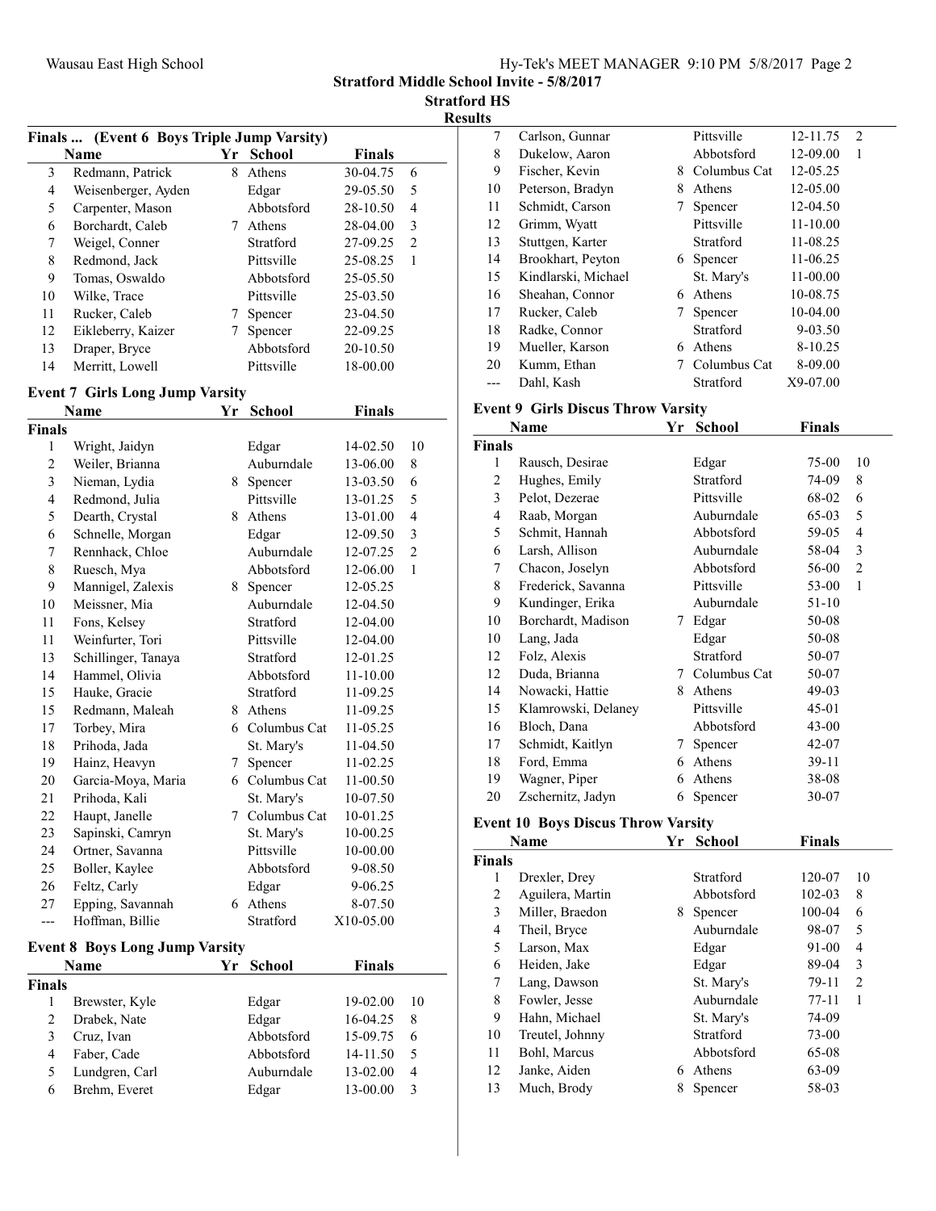**Stratford Middle School Invite - 5/8/2017**

**Stratford HS**

**Results**

### Finals ... (Event 6 Boys Triple Jump Varsity)

| | Name | Yr | School | Finals | |
|---|---|---|---|---|---|
| 3 | Redmann, Patrick | 8 | Athens | 30-04.75 | 6 |
| 4 | Weisenberger, Ayden | | Edgar | 29-05.50 | 5 |
| 5 | Carpenter, Mason | | Abbotsford | 28-10.50 | 4 |
| 6 | Borchardt, Caleb | 7 | Athens | 28-04.00 | 3 |
| 7 | Weigel, Conner | | Stratford | 27-09.25 | 2 |
| 8 | Redmond, Jack | | Pittsville | 25-08.25 | 1 |
| 9 | Tomas, Oswaldo | | Abbotsford | 25-05.50 | |
| 10 | Wilke, Trace | | Pittsville | 25-03.50 | |
| 11 | Rucker, Caleb | 7 | Spencer | 23-04.50 | |
| 12 | Eikleberry, Kaizer | 7 | Spencer | 22-09.25 | |
| 13 | Draper, Bryce | | Abbotsford | 20-10.50 | |
| 14 | Merritt, Lowell | | Pittsville | 18-00.00 | |

### Event 7 Girls Long Jump Varsity

| | Name | Yr | School | Finals | |
|---|---|---|---|---|---|
| **Finals** | | | | | |
| 1 | Wright, Jaidyn | | Edgar | 14-02.50 | 10 |
| 2 | Weiler, Brianna | | Auburndale | 13-06.00 | 8 |
| 3 | Nieman, Lydia | 8 | Spencer | 13-03.50 | 6 |
| 4 | Redmond, Julia | | Pittsville | 13-01.25 | 5 |
| 5 | Dearth, Crystal | 8 | Athens | 13-01.00 | 4 |
| 6 | Schnelle, Morgan | | Edgar | 12-09.50 | 3 |
| 7 | Rennhack, Chloe | | Auburndale | 12-07.25 | 2 |
| 8 | Ruesch, Mya | | Abbotsford | 12-06.00 | 1 |
| 9 | Mannigel, Zalexis | 8 | Spencer | 12-05.25 | |
| 10 | Meissner, Mia | | Auburndale | 12-04.50 | |
| 11 | Fons, Kelsey | | Stratford | 12-04.00 | |
| 11 | Weinfurter, Tori | | Pittsville | 12-04.00 | |
| 13 | Schillinger, Tanaya | | Stratford | 12-01.25 | |
| 14 | Hammel, Olivia | | Abbotsford | 11-10.00 | |
| 15 | Hauke, Gracie | | Stratford | 11-09.25 | |
| 15 | Redmann, Maleah | 8 | Athens | 11-09.25 | |
| 17 | Torbey, Mira | 6 | Columbus Cat | 11-05.25 | |
| 18 | Prihoda, Jada | | St. Mary's | 11-04.50 | |
| 19 | Hainz, Heavyn | 7 | Spencer | 11-02.25 | |
| 20 | Garcia-Moya, Maria | 6 | Columbus Cat | 11-00.50 | |
| 21 | Prihoda, Kali | | St. Mary's | 10-07.50 | |
| 22 | Haupt, Janelle | 7 | Columbus Cat | 10-01.25 | |
| 23 | Sapinski, Camryn | | St. Mary's | 10-00.25 | |
| 24 | Ortner, Savanna | | Pittsville | 10-00.00 | |
| 25 | Boller, Kaylee | | Abbotsford | 9-08.50 | |
| 26 | Feltz, Carly | | Edgar | 9-06.25 | |
| 27 | Epping, Savannah | 6 | Athens | 8-07.50 | |
| --- | Hoffman, Billie | | Stratford | X10-05.00 | |

### Event 8 Boys Long Jump Varsity

| | Name | Yr | School | Finals | |
|---|---|---|---|---|---|
| **Finals** | | | | | |
| 1 | Brewster, Kyle | | Edgar | 19-02.00 | 10 |
| 2 | Drabek, Nate | | Edgar | 16-04.25 | 8 |
| 3 | Cruz, Ivan | | Abbotsford | 15-09.75 | 6 |
| 4 | Faber, Cade | | Abbotsford | 14-11.50 | 5 |
| 5 | Lundgren, Carl | | Auburndale | 13-02.00 | 4 |
| 6 | Brehm, Everet | | Edgar | 13-00.00 | 3 |
| 7 | Carlson, Gunnar | | Pittsville | 12-11.75 | 2 |
| 8 | Dukelow, Aaron | | Abbotsford | 12-09.00 | 1 |
| 9 | Fischer, Kevin | 8 | Columbus Cat | 12-05.25 | |
| 10 | Peterson, Bradyn | 8 | Athens | 12-05.00 | |
| 11 | Schmidt, Carson | 7 | Spencer | 12-04.50 | |
| 12 | Grimm, Wyatt | | Pittsville | 11-10.00 | |
| 13 | Stuttgen, Karter | | Stratford | 11-08.25 | |
| 14 | Brookhart, Peyton | 6 | Spencer | 11-06.25 | |
| 15 | Kindlarski, Michael | | St. Mary's | 11-00.00 | |
| 16 | Sheahan, Connor | 6 | Athens | 10-08.75 | |
| 17 | Rucker, Caleb | 7 | Spencer | 10-04.00 | |
| 18 | Radke, Connor | | Stratford | 9-03.50 | |
| 19 | Mueller, Karson | 6 | Athens | 8-10.25 | |
| 20 | Kumm, Ethan | 7 | Columbus Cat | 8-09.00 | |
| --- | Dahl, Kash | | Stratford | X9-07.00 | |

### Event 9 Girls Discus Throw Varsity

| | Name | Yr | School | Finals | |
|---|---|---|---|---|---|
| **Finals** | | | | | |
| 1 | Rausch, Desirae | | Edgar | 75-00 | 10 |
| 2 | Hughes, Emily | | Stratford | 74-09 | 8 |
| 3 | Pelot, Dezerae | | Pittsville | 68-02 | 6 |
| 4 | Raab, Morgan | | Auburndale | 65-03 | 5 |
| 5 | Schmit, Hannah | | Abbotsford | 59-05 | 4 |
| 6 | Larsh, Allison | | Auburndale | 58-04 | 3 |
| 7 | Chacon, Joselyn | | Abbotsford | 56-00 | 2 |
| 8 | Frederick, Savanna | | Pittsville | 53-00 | 1 |
| 9 | Kundinger, Erika | | Auburndale | 51-10 | |
| 10 | Borchardt, Madison | 7 | Edgar | 50-08 | |
| 10 | Lang, Jada | | Edgar | 50-08 | |
| 12 | Folz, Alexis | | Stratford | 50-07 | |
| 12 | Duda, Brianna | 7 | Columbus Cat | 50-07 | |
| 14 | Nowacki, Hattie | 8 | Athens | 49-03 | |
| 15 | Klamrowski, Delaney | | Pittsville | 45-01 | |
| 16 | Bloch, Dana | | Abbotsford | 43-00 | |
| 17 | Schmidt, Kaitlyn | 7 | Spencer | 42-07 | |
| 18 | Ford, Emma | 6 | Athens | 39-11 | |
| 19 | Wagner, Piper | 6 | Athens | 38-08 | |
| 20 | Zschernitz, Jadyn | 6 | Spencer | 30-07 | |

### Event 10 Boys Discus Throw Varsity

| | Name | Yr | School | Finals | |
|---|---|---|---|---|---|
| **Finals** | | | | | |
| 1 | Drexler, Drey | | Stratford | 120-07 | 10 |
| 2 | Aguilera, Martin | | Abbotsford | 102-03 | 8 |
| 3 | Miller, Braedon | 8 | Spencer | 100-04 | 6 |
| 4 | Theil, Bryce | | Auburndale | 98-07 | 5 |
| 5 | Larson, Max | | Edgar | 91-00 | 4 |
| 6 | Heiden, Jake | | Edgar | 89-04 | 3 |
| 7 | Lang, Dawson | | St. Mary's | 79-11 | 2 |
| 8 | Fowler, Jesse | | Auburndale | 77-11 | 1 |
| 9 | Hahn, Michael | | St. Mary's | 74-09 | |
| 10 | Treutel, Johnny | | Stratford | 73-00 | |
| 11 | Bohl, Marcus | | Abbotsford | 65-08 | |
| 12 | Janke, Aiden | 6 | Athens | 63-09 | |
| 13 | Much, Brody | 8 | Spencer | 58-03 | |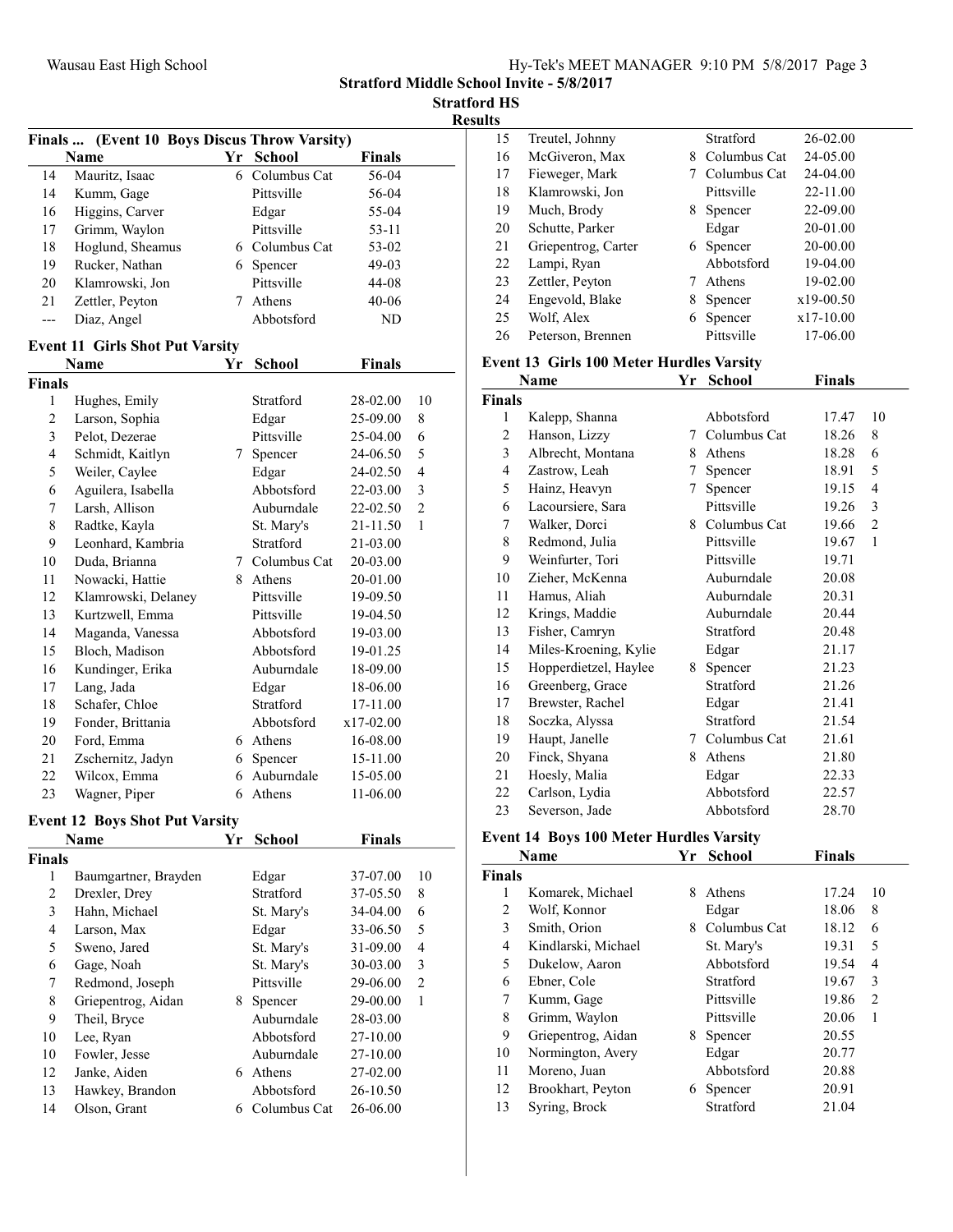Stratford Middle School Invite - 5/8/2017

Stratford HS

Results

### Finals ... (Event 10 Boys Discus Throw Varsity)

| | Name | Yr | School | Finals |
|---|---|---|---|---|
| 14 | Mauritz, Isaac | 6 | Columbus Cat | 56-04 |
| 14 | Kumm, Gage | | Pittsville | 56-04 |
| 16 | Higgins, Carver | | Edgar | 55-04 |
| 17 | Grimm, Waylon | | Pittsville | 53-11 |
| 18 | Hoglund, Sheamus | 6 | Columbus Cat | 53-02 |
| 19 | Rucker, Nathan | 6 | Spencer | 49-03 |
| 20 | Klamrowski, Jon | | Pittsville | 44-08 |
| 21 | Zettler, Peyton | 7 | Athens | 40-06 |
| --- | Diaz, Angel | | Abbotsford | ND |

### Event 11 Girls Shot Put Varsity

| | Name | Yr | School | Finals | |
|---|---|---|---|---|---|
| **Finals** | | | | | |
| 1 | Hughes, Emily | | Stratford | 28-02.00 | 10 |
| 2 | Larson, Sophia | | Edgar | 25-09.00 | 8 |
| 3 | Pelot, Dezerae | | Pittsville | 25-04.00 | 6 |
| 4 | Schmidt, Kaitlyn | 7 | Spencer | 24-06.50 | 5 |
| 5 | Weiler, Caylee | | Edgar | 24-02.50 | 4 |
| 6 | Aguilera, Isabella | | Abbotsford | 22-03.00 | 3 |
| 7 | Larsh, Allison | | Auburndale | 22-02.50 | 2 |
| 8 | Radtke, Kayla | | St. Mary's | 21-11.50 | 1 |
| 9 | Leonhard, Kambria | | Stratford | 21-03.00 | |
| 10 | Duda, Brianna | 7 | Columbus Cat | 20-03.00 | |
| 11 | Nowacki, Hattie | 8 | Athens | 20-01.00 | |
| 12 | Klamrowski, Delaney | | Pittsville | 19-09.50 | |
| 13 | Kurtzwell, Emma | | Pittsville | 19-04.50 | |
| 14 | Maganda, Vanessa | | Abbotsford | 19-03.00 | |
| 15 | Bloch, Madison | | Abbotsford | 19-01.25 | |
| 16 | Kundinger, Erika | | Auburndale | 18-09.00 | |
| 17 | Lang, Jada | | Edgar | 18-06.00 | |
| 18 | Schafer, Chloe | | Stratford | 17-11.00 | |
| 19 | Fonder, Brittania | | Abbotsford | x17-02.00 | |
| 20 | Ford, Emma | 6 | Athens | 16-08.00 | |
| 21 | Zschernitz, Jadyn | 6 | Spencer | 15-11.00 | |
| 22 | Wilcox, Emma | 6 | Auburndale | 15-05.00 | |
| 23 | Wagner, Piper | 6 | Athens | 11-06.00 | |

### Event 12 Boys Shot Put Varsity

| | Name | Yr | School | Finals | |
|---|---|---|---|---|---|
| **Finals** | | | | | |
| 1 | Baumgartner, Brayden | | Edgar | 37-07.00 | 10 |
| 2 | Drexler, Drey | | Stratford | 37-05.50 | 8 |
| 3 | Hahn, Michael | | St. Mary's | 34-04.00 | 6 |
| 4 | Larson, Max | | Edgar | 33-06.50 | 5 |
| 5 | Sweno, Jared | | St. Mary's | 31-09.00 | 4 |
| 6 | Gage, Noah | | St. Mary's | 30-03.00 | 3 |
| 7 | Redmond, Joseph | | Pittsville | 29-06.00 | 2 |
| 8 | Griepentrog, Aidan | 8 | Spencer | 29-00.00 | 1 |
| 9 | Theil, Bryce | | Auburndale | 28-03.00 | |
| 10 | Lee, Ryan | | Abbotsford | 27-10.00 | |
| 10 | Fowler, Jesse | | Auburndale | 27-10.00 | |
| 12 | Janke, Aiden | 6 | Athens | 27-02.00 | |
| 13 | Hawkey, Brandon | | Abbotsford | 26-10.50 | |
| 14 | Olson, Grant | 6 | Columbus Cat | 26-06.00 | |
| 15 | Treutel, Johnny | | Stratford | 26-02.00 | |
| 16 | McGiveron, Max | 8 | Columbus Cat | 24-05.00 | |
| 17 | Fieweger, Mark | 7 | Columbus Cat | 24-04.00 | |
| 18 | Klamrowski, Jon | | Pittsville | 22-11.00 | |
| 19 | Much, Brody | 8 | Spencer | 22-09.00 | |
| 20 | Schutte, Parker | | Edgar | 20-01.00 | |
| 21 | Griepentrog, Carter | 6 | Spencer | 20-00.00 | |
| 22 | Lampi, Ryan | | Abbotsford | 19-04.00 | |
| 23 | Zettler, Peyton | 7 | Athens | 19-02.00 | |
| 24 | Engevold, Blake | 8 | Spencer | x19-00.50 | |
| 25 | Wolf, Alex | 6 | Spencer | x17-10.00 | |
| 26 | Peterson, Brennen | | Pittsville | 17-06.00 | |

### Event 13 Girls 100 Meter Hurdles Varsity

| | Name | Yr | School | Finals | |
|---|---|---|---|---|---|
| **Finals** | | | | | |
| 1 | Kalepp, Shanna | | Abbotsford | 17.47 | 10 |
| 2 | Hanson, Lizzy | 7 | Columbus Cat | 18.26 | 8 |
| 3 | Albrecht, Montana | 8 | Athens | 18.28 | 6 |
| 4 | Zastrow, Leah | 7 | Spencer | 18.91 | 5 |
| 5 | Hainz, Heavyn | 7 | Spencer | 19.15 | 4 |
| 6 | Lacoursiere, Sara | | Pittsville | 19.26 | 3 |
| 7 | Walker, Dorci | 8 | Columbus Cat | 19.66 | 2 |
| 8 | Redmond, Julia | | Pittsville | 19.67 | 1 |
| 9 | Weinfurter, Tori | | Pittsville | 19.71 | |
| 10 | Zieher, McKenna | | Auburndale | 20.08 | |
| 11 | Hamus, Aliah | | Auburndale | 20.31 | |
| 12 | Krings, Maddie | | Auburndale | 20.44 | |
| 13 | Fisher, Camryn | | Stratford | 20.48 | |
| 14 | Miles-Kroening, Kylie | | Edgar | 21.17 | |
| 15 | Hopperdietzel, Haylee | 8 | Spencer | 21.23 | |
| 16 | Greenberg, Grace | | Stratford | 21.26 | |
| 17 | Brewster, Rachel | | Edgar | 21.41 | |
| 18 | Soczka, Alyssa | | Stratford | 21.54 | |
| 19 | Haupt, Janelle | 7 | Columbus Cat | 21.61 | |
| 20 | Finck, Shyana | 8 | Athens | 21.80 | |
| 21 | Hoesly, Malia | | Edgar | 22.33 | |
| 22 | Carlson, Lydia | | Abbotsford | 22.57 | |
| 23 | Severson, Jade | | Abbotsford | 28.70 | |

### Event 14 Boys 100 Meter Hurdles Varsity

| | Name | Yr | School | Finals | |
|---|---|---|---|---|---|
| **Finals** | | | | | |
| 1 | Komarek, Michael | 8 | Athens | 17.24 | 10 |
| 2 | Wolf, Konnor | | Edgar | 18.06 | 8 |
| 3 | Smith, Orion | 8 | Columbus Cat | 18.12 | 6 |
| 4 | Kindlarski, Michael | | St. Mary's | 19.31 | 5 |
| 5 | Dukelow, Aaron | | Abbotsford | 19.54 | 4 |
| 6 | Ebner, Cole | | Stratford | 19.67 | 3 |
| 7 | Kumm, Gage | | Pittsville | 19.86 | 2 |
| 8 | Grimm, Waylon | | Pittsville | 20.06 | 1 |
| 9 | Griepentrog, Aidan | 8 | Spencer | 20.55 | |
| 10 | Normington, Avery | | Edgar | 20.77 | |
| 11 | Moreno, Juan | | Abbotsford | 20.88 | |
| 12 | Brookhart, Peyton | 6 | Spencer | 20.91 | |
| 13 | Syring, Brock | | Stratford | 21.04 | |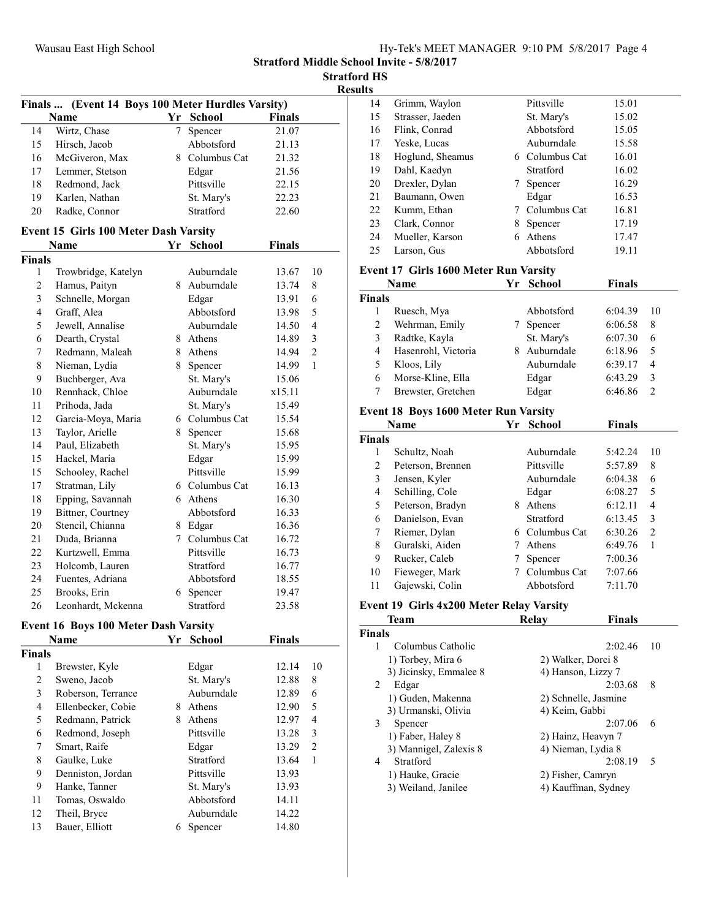**Stratford Middle School Invite - 5/8/2017**

**Stratford HS**

**Results**

### Finals ... (Event 14 Boys 100 Meter Hurdles Varsity)

| | Name | Yr | School | Finals | |
|---|---|---|---|---|---|
| 14 | Wirtz, Chase | 7 | Spencer | 21.07 | |
| 15 | Hirsch, Jacob | | Abbotsford | 21.13 | |
| 16 | McGiveron, Max | 8 | Columbus Cat | 21.32 | |
| 17 | Lemmer, Stetson | | Edgar | 21.56 | |
| 18 | Redmond, Jack | | Pittsville | 22.15 | |
| 19 | Karlen, Nathan | | St. Mary's | 22.23 | |
| 20 | Radke, Connor | | Stratford | 22.60 | |

### Event 15 Girls 100 Meter Dash Varsity

| | Name | Yr | School | Finals | |
|---|---|---|---|---|---|
| **Finals** | | | | | |
| 1 | Trowbridge, Katelyn | | Auburndale | 13.67 | 10 |
| 2 | Hamus, Paityn | 8 | Auburndale | 13.74 | 8 |
| 3 | Schnelle, Morgan | | Edgar | 13.91 | 6 |
| 4 | Graff, Alea | | Abbotsford | 13.98 | 5 |
| 5 | Jewell, Annalise | | Auburndale | 14.50 | 4 |
| 6 | Dearth, Crystal | 8 | Athens | 14.89 | 3 |
| 7 | Redmann, Maleah | 8 | Athens | 14.94 | 2 |
| 8 | Nieman, Lydia | 8 | Spencer | 14.99 | 1 |
| 9 | Buchberger, Ava | | St. Mary's | 15.06 | |
| 10 | Rennhack, Chloe | | Auburndale | x15.11 | |
| 11 | Prihoda, Jada | | St. Mary's | 15.49 | |
| 12 | Garcia-Moya, Maria | 6 | Columbus Cat | 15.54 | |
| 13 | Taylor, Arielle | 8 | Spencer | 15.68 | |
| 14 | Paul, Elizabeth | | St. Mary's | 15.95 | |
| 15 | Hackel, Maria | | Edgar | 15.99 | |
| 15 | Schooley, Rachel | | Pittsville | 15.99 | |
| 17 | Stratman, Lily | 6 | Columbus Cat | 16.13 | |
| 18 | Epping, Savannah | 6 | Athens | 16.30 | |
| 19 | Bittner, Courtney | | Abbotsford | 16.33 | |
| 20 | Stencil, Chianna | 8 | Edgar | 16.36 | |
| 21 | Duda, Brianna | 7 | Columbus Cat | 16.72 | |
| 22 | Kurtzwell, Emma | | Pittsville | 16.73 | |
| 23 | Holcomb, Lauren | | Stratford | 16.77 | |
| 24 | Fuentes, Adriana | | Abbotsford | 18.55 | |
| 25 | Brooks, Erin | 6 | Spencer | 19.47 | |
| 26 | Leonhardt, Mckenna | | Stratford | 23.58 | |

### Event 16 Boys 100 Meter Dash Varsity

| | Name | Yr | School | Finals | |
|---|---|---|---|---|---|
| **Finals** | | | | | |
| 1 | Brewster, Kyle | | Edgar | 12.14 | 10 |
| 2 | Sweno, Jacob | | St. Mary's | 12.88 | 8 |
| 3 | Roberson, Terrance | | Auburndale | 12.89 | 6 |
| 4 | Ellenbecker, Cobie | 8 | Athens | 12.90 | 5 |
| 5 | Redmann, Patrick | 8 | Athens | 12.97 | 4 |
| 6 | Redmond, Joseph | | Pittsville | 13.28 | 3 |
| 7 | Smart, Raife | | Edgar | 13.29 | 2 |
| 8 | Gaulke, Luke | | Stratford | 13.64 | 1 |
| 9 | Denniston, Jordan | | Pittsville | 13.93 | |
| 9 | Hanke, Tanner | | St. Mary's | 13.93 | |
| 11 | Tomas, Oswaldo | | Abbotsford | 14.11 | |
| 12 | Theil, Bryce | | Auburndale | 14.22 | |
| 13 | Bauer, Elliott | 6 | Spencer | 14.80 | |
| 14 | Grimm, Waylon | | Pittsville | 15.01 | |
| 15 | Strasser, Jaeden | | St. Mary's | 15.02 | |
| 16 | Flink, Conrad | | Abbotsford | 15.05 | |
| 17 | Yeske, Lucas | | Auburndale | 15.58 | |
| 18 | Hoglund, Sheamus | 6 | Columbus Cat | 16.01 | |
| 19 | Dahl, Kaedyn | | Stratford | 16.02 | |
| 20 | Drexler, Dylan | 7 | Spencer | 16.29 | |
| 21 | Baumann, Owen | | Edgar | 16.53 | |
| 22 | Kumm, Ethan | 7 | Columbus Cat | 16.81 | |
| 23 | Clark, Connor | 8 | Spencer | 17.19 | |
| 24 | Mueller, Karson | 6 | Athens | 17.47 | |
| 25 | Larson, Gus | | Abbotsford | 19.11 | |

### Event 17 Girls 1600 Meter Run Varsity

| | Name | Yr | School | Finals | |
|---|---|---|---|---|---|
| **Finals** | | | | | |
| 1 | Ruesch, Mya | | Abbotsford | 6:04.39 | 10 |
| 2 | Wehrman, Emily | 7 | Spencer | 6:06.58 | 8 |
| 3 | Radtke, Kayla | | St. Mary's | 6:07.30 | 6 |
| 4 | Hasenrohl, Victoria | 8 | Auburndale | 6:18.96 | 5 |
| 5 | Kloos, Lily | | Auburndale | 6:39.17 | 4 |
| 6 | Morse-Kline, Ella | | Edgar | 6:43.29 | 3 |
| 7 | Brewster, Gretchen | | Edgar | 6:46.86 | 2 |

### Event 18 Boys 1600 Meter Run Varsity

| | Name | Yr | School | Finals | |
|---|---|---|---|---|---|
| **Finals** | | | | | |
| 1 | Schultz, Noah | | Auburndale | 5:42.24 | 10 |
| 2 | Peterson, Brennen | | Pittsville | 5:57.89 | 8 |
| 3 | Jensen, Kyler | | Auburndale | 6:04.38 | 6 |
| 4 | Schilling, Cole | | Edgar | 6:08.27 | 5 |
| 5 | Peterson, Bradyn | 8 | Athens | 6:12.11 | 4 |
| 6 | Danielson, Evan | | Stratford | 6:13.45 | 3 |
| 7 | Riemer, Dylan | 6 | Columbus Cat | 6:30.26 | 2 |
| 8 | Guralski, Aiden | 7 | Athens | 6:49.76 | 1 |
| 9 | Rucker, Caleb | 7 | Spencer | 7:00.36 | |
| 10 | Fieweger, Mark | 7 | Columbus Cat | 7:07.66 | |
| 11 | Gajewski, Colin | | Abbotsford | 7:11.70 | |

### Event 19 Girls 4x200 Meter Relay Varsity

| | Team | Relay | Finals | |
|---|---|---|---|---|
| **Finals** | | | | |
| 1 | Columbus Catholic | | 2:02.46 | 10 |
| | 1) Torbey, Mira 6 | 2) Walker, Dorci 8 | | |
| | 3) Jicinsky, Emmalee 8 | 4) Hanson, Lizzy 7 | | |
| 2 | Edgar | | 2:03.68 | 8 |
| | 1) Guden, Makenna | 2) Schnelle, Jasmine | | |
| | 3) Urmanski, Olivia | 4) Keim, Gabbi | | |
| 3 | Spencer | | 2:07.06 | 6 |
| | 1) Faber, Haley 8 | 2) Hainz, Heavyn 7 | | |
| | 3) Mannigel, Zalexis 8 | 4) Nieman, Lydia 8 | | |
| 4 | Stratford | | 2:08.19 | 5 |
| | 1) Hauke, Gracie | 2) Fisher, Camryn | | |
| | 3) Weiland, Janilee | 4) Kauffman, Sydney | | |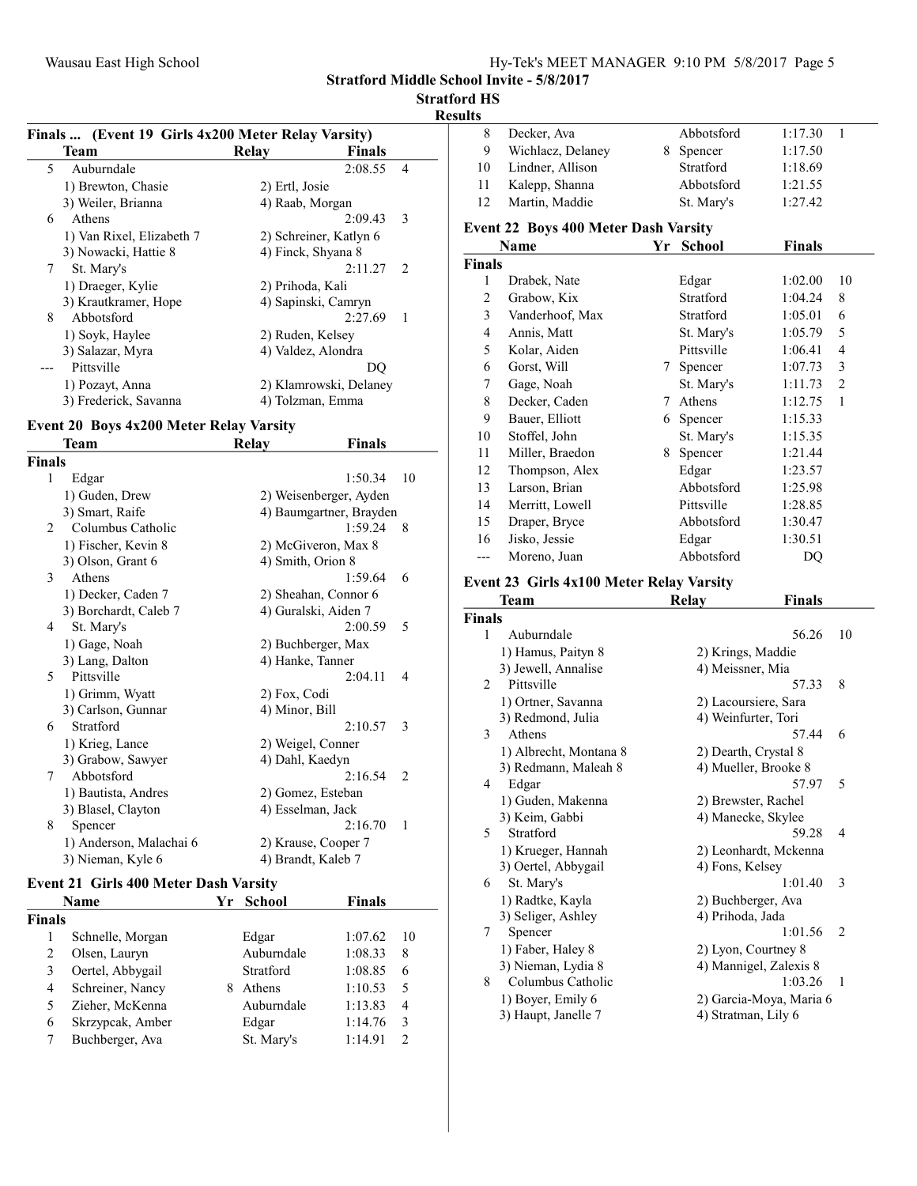Stratford Middle School Invite - 5/8/2017

Stratford HS

Results

## Finals ... (Event 19 Girls 4x200 Meter Relay Varsity)

| | Team | Relay | Finals | |
|---|---|---|---|---|
| 5 | Auburndale | | 2:08.55 | 4 |
| | 1) Brewton, Chasie | 2) Ertl, Josie | | |
| | 3) Weiler, Brianna | 4) Raab, Morgan | | |
| 6 | Athens | | 2:09.43 | 3 |
| | 1) Van Rixel, Elizabeth 7 | 2) Schreiner, Katlyn 6 | | |
| | 3) Nowacki, Hattie 8 | 4) Finck, Shyana 8 | | |
| 7 | St. Mary's | | 2:11.27 | 2 |
| | 1) Draeger, Kylie | 2) Prihoda, Kali | | |
| | 3) Krautkramer, Hope | 4) Sapinski, Camryn | | |
| 8 | Abbotsford | | 2:27.69 | 1 |
| | 1) Soyk, Haylee | 2) Ruden, Kelsey | | |
| | 3) Salazar, Myra | 4) Valdez, Alondra | | |
| --- | Pittsville | | DQ | |
| | 1) Pozayt, Anna | 2) Klamrowski, Delaney | | |
| | 3) Frederick, Savanna | 4) Tolzman, Emma | | |

## Event 20 Boys 4x200 Meter Relay Varsity

| | Team | Relay | Finals | |
|---|---|---|---|---|
| **Finals** | | | | |
| 1 | Edgar | | 1:50.34 | 10 |
| | 1) Guden, Drew | 2) Weisenberger, Ayden | | |
| | 3) Smart, Raife | 4) Baumgartner, Brayden | | |
| 2 | Columbus Catholic | | 1:59.24 | 8 |
| | 1) Fischer, Kevin 8 | 2) McGiveron, Max 8 | | |
| | 3) Olson, Grant 6 | 4) Smith, Orion 8 | | |
| 3 | Athens | | 1:59.64 | 6 |
| | 1) Decker, Caden 7 | 2) Sheahan, Connor 6 | | |
| | 3) Borchardt, Caleb 7 | 4) Guralski, Aiden 7 | | |
| 4 | St. Mary's | | 2:00.59 | 5 |
| | 1) Gage, Noah | 2) Buchberger, Max | | |
| | 3) Lang, Dalton | 4) Hanke, Tanner | | |
| 5 | Pittsville | | 2:04.11 | 4 |
| | 1) Grimm, Wyatt | 2) Fox, Codi | | |
| | 3) Carlson, Gunnar | 4) Minor, Bill | | |
| 6 | Stratford | | 2:10.57 | 3 |
| | 1) Krieg, Lance | 2) Weigel, Conner | | |
| | 3) Grabow, Sawyer | 4) Dahl, Kaedyn | | |
| 7 | Abbotsford | | 2:16.54 | 2 |
| | 1) Bautista, Andres | 2) Gomez, Esteban | | |
| | 3) Blasel, Clayton | 4) Esselman, Jack | | |
| 8 | Spencer | | 2:16.70 | 1 |
| | 1) Anderson, Malachai 6 | 2) Krause, Cooper 7 | | |
| | 3) Nieman, Kyle 6 | 4) Brandt, Kaleb 7 | | |

## Event 21 Girls 400 Meter Dash Varsity

| | Name | Yr | School | Finals | |
|---|---|---|---|---|---|
| **Finals** | | | | | |
| 1 | Schnelle, Morgan | | Edgar | 1:07.62 | 10 |
| 2 | Olsen, Lauryn | | Auburndale | 1:08.33 | 8 |
| 3 | Oertel, Abbygail | | Stratford | 1:08.85 | 6 |
| 4 | Schreiner, Nancy | 8 | Athens | 1:10.53 | 5 |
| 5 | Zieher, McKenna | | Auburndale | 1:13.83 | 4 |
| 6 | Skrzypcak, Amber | | Edgar | 1:14.76 | 3 |
| 7 | Buchberger, Ava | | St. Mary's | 1:14.91 | 2 |
| 8 | Decker, Ava | | Abbotsford | 1:17.30 | 1 |
| 9 | Wichlacz, Delaney | 8 | Spencer | 1:17.50 | |
| 10 | Lindner, Allison | | Stratford | 1:18.69 | |
| 11 | Kalepp, Shanna | | Abbotsford | 1:21.55 | |
| 12 | Martin, Maddie | | St. Mary's | 1:27.42 | |

## Event 22 Boys 400 Meter Dash Varsity

| | Name | Yr | School | Finals | |
|---|---|---|---|---|---|
| **Finals** | | | | | |
| 1 | Drabek, Nate | | Edgar | 1:02.00 | 10 |
| 2 | Grabow, Kix | | Stratford | 1:04.24 | 8 |
| 3 | Vanderhoof, Max | | Stratford | 1:05.01 | 6 |
| 4 | Annis, Matt | | St. Mary's | 1:05.79 | 5 |
| 5 | Kolar, Aiden | | Pittsville | 1:06.41 | 4 |
| 6 | Gorst, Will | 7 | Spencer | 1:07.73 | 3 |
| 7 | Gage, Noah | | St. Mary's | 1:11.73 | 2 |
| 8 | Decker, Caden | 7 | Athens | 1:12.75 | 1 |
| 9 | Bauer, Elliott | 6 | Spencer | 1:15.33 | |
| 10 | Stoffel, John | | St. Mary's | 1:15.35 | |
| 11 | Miller, Braedon | 8 | Spencer | 1:21.44 | |
| 12 | Thompson, Alex | | Edgar | 1:23.57 | |
| 13 | Larson, Brian | | Abbotsford | 1:25.98 | |
| 14 | Merritt, Lowell | | Pittsville | 1:28.85 | |
| 15 | Draper, Bryce | | Abbotsford | 1:30.47 | |
| 16 | Jisko, Jessie | | Edgar | 1:30.51 | |
| --- | Moreno, Juan | | Abbotsford | DQ | |

## Event 23 Girls 4x100 Meter Relay Varsity

| | Team | Relay | Finals | |
|---|---|---|---|---|
| **Finals** | | | | |
| 1 | Auburndale | | 56.26 | 10 |
| | 1) Hamus, Paityn 8 | 2) Krings, Maddie | | |
| | 3) Jewell, Annalise | 4) Meissner, Mia | | |
| 2 | Pittsville | | 57.33 | 8 |
| | 1) Ortner, Savanna | 2) Lacoursiere, Sara | | |
| | 3) Redmond, Julia | 4) Weinfurter, Tori | | |
| 3 | Athens | | 57.44 | 6 |
| | 1) Albrecht, Montana 8 | 2) Dearth, Crystal 8 | | |
| | 3) Redmann, Maleah 8 | 4) Mueller, Brooke 8 | | |
| 4 | Edgar | | 57.97 | 5 |
| | 1) Guden, Makenna | 2) Brewster, Rachel | | |
| | 3) Keim, Gabbi | 4) Manecke, Skylee | | |
| 5 | Stratford | | 59.28 | 4 |
| | 1) Krueger, Hannah | 2) Leonhardt, Mckenna | | |
| | 3) Oertel, Abbygail | 4) Fons, Kelsey | | |
| 6 | St. Mary's | | 1:01.40 | 3 |
| | 1) Radtke, Kayla | 2) Buchberger, Ava | | |
| | 3) Seliger, Ashley | 4) Prihoda, Jada | | |
| 7 | Spencer | | 1:01.56 | 2 |
| | 1) Faber, Haley 8 | 2) Lyon, Courtney 8 | | |
| | 3) Nieman, Lydia 8 | 4) Mannigel, Zalexis 8 | | |
| 8 | Columbus Catholic | | 1:03.26 | 1 |
| | 1) Boyer, Emily 6 | 2) Garcia-Moya, Maria 6 | | |
| | 3) Haupt, Janelle 7 | 4) Stratman, Lily 6 | | |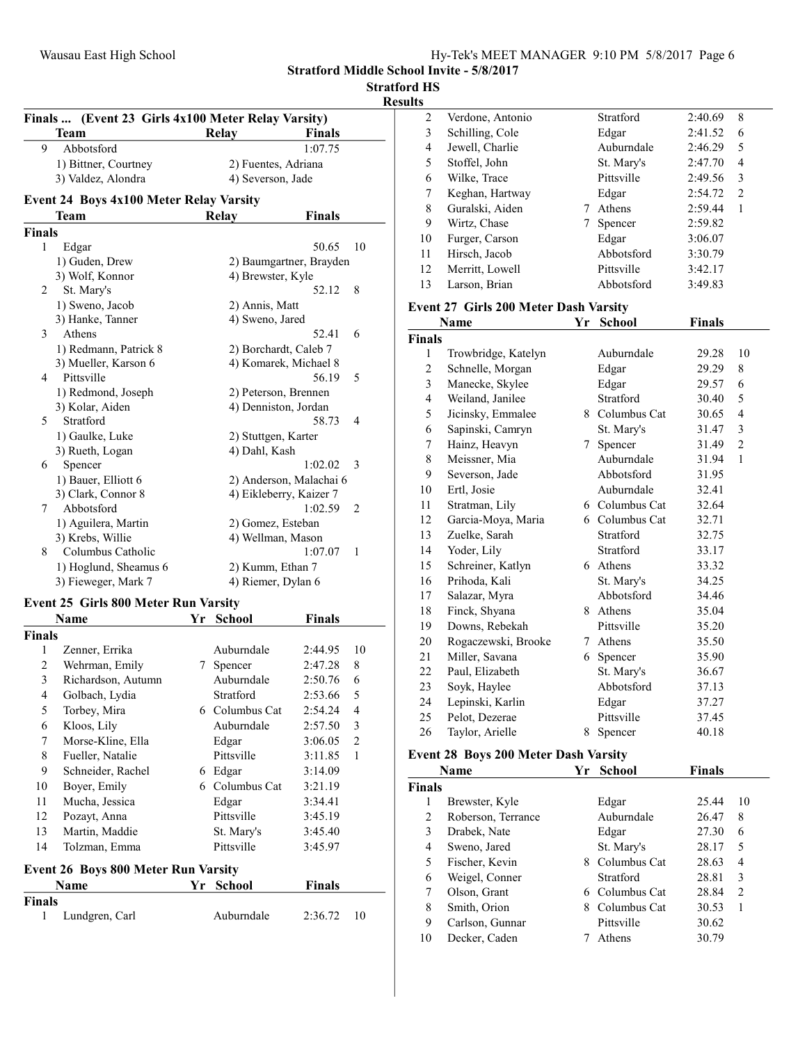Stratford Middle School Invite - 5/8/2017

Stratford HS

Results

### Finals ... (Event 23 Girls 4x100 Meter Relay Varsity)

| | Team | Relay | Finals | |
|---|---|---|---|---|
| 9 | Abbotsford | | 1:07.75 | |
| | 1) Bittner, Courtney | 2) Fuentes, Adriana | | |
| | 3) Valdez, Alondra | 4) Severson, Jade | | |

### Event 24 Boys 4x100 Meter Relay Varsity

| | Team | Relay | Finals | |
|---|---|---|---|---|
| **Finals** | | | | |
| 1 | Edgar | | 50.65 | 10 |
| | 1) Guden, Drew | 2) Baumgartner, Brayden | | |
| | 3) Wolf, Konnor | 4) Brewster, Kyle | | |
| 2 | St. Mary's | | 52.12 | 8 |
| | 1) Sweno, Jacob | 2) Annis, Matt | | |
| | 3) Hanke, Tanner | 4) Sweno, Jared | | |
| 3 | Athens | | 52.41 | 6 |
| | 1) Redmann, Patrick 8 | 2) Borchardt, Caleb 7 | | |
| | 3) Mueller, Karson 6 | 4) Komarek, Michael 8 | | |
| 4 | Pittsville | | 56.19 | 5 |
| | 1) Redmond, Joseph | 2) Peterson, Brennen | | |
| | 3) Kolar, Aiden | 4) Denniston, Jordan | | |
| 5 | Stratford | | 58.73 | 4 |
| | 1) Gaulke, Luke | 2) Stuttgen, Karter | | |
| | 3) Rueth, Logan | 4) Dahl, Kash | | |
| 6 | Spencer | | 1:02.02 | 3 |
| | 1) Bauer, Elliott 6 | 2) Anderson, Malachai 6 | | |
| | 3) Clark, Connor 8 | 4) Eikleberry, Kaizer 7 | | |
| 7 | Abbotsford | | 1:02.59 | 2 |
| | 1) Aguilera, Martin | 2) Gomez, Esteban | | |
| | 3) Krebs, Willie | 4) Wellman, Mason | | |
| 8 | Columbus Catholic | | 1:07.07 | 1 |
| | 1) Hoglund, Sheamus 6 | 2) Kumm, Ethan 7 | | |
| | 3) Fieweger, Mark 7 | 4) Riemer, Dylan 6 | | |

### Event 25 Girls 800 Meter Run Varsity

| | Name | Yr | School | Finals | |
|---|---|---|---|---|---|
| **Finals** | | | | | |
| 1 | Zenner, Errika | | Auburndale | 2:44.95 | 10 |
| 2 | Wehrman, Emily | 7 | Spencer | 2:47.28 | 8 |
| 3 | Richardson, Autumn | | Auburndale | 2:50.76 | 6 |
| 4 | Golbach, Lydia | | Stratford | 2:53.66 | 5 |
| 5 | Torbey, Mira | 6 | Columbus Cat | 2:54.24 | 4 |
| 6 | Kloos, Lily | | Auburndale | 2:57.50 | 3 |
| 7 | Morse-Kline, Ella | | Edgar | 3:06.05 | 2 |
| 8 | Fueller, Natalie | | Pittsville | 3:11.85 | 1 |
| 9 | Schneider, Rachel | 6 | Edgar | 3:14.09 | |
| 10 | Boyer, Emily | 6 | Columbus Cat | 3:21.19 | |
| 11 | Mucha, Jessica | | Edgar | 3:34.41 | |
| 12 | Pozayt, Anna | | Pittsville | 3:45.19 | |
| 13 | Martin, Maddie | | St. Mary's | 3:45.40 | |
| 14 | Tolzman, Emma | | Pittsville | 3:45.97 | |

### Event 26 Boys 800 Meter Run Varsity

| | Name | Yr | School | Finals | |
|---|---|---|---|---|---|
| **Finals** | | | | | |
| 1 | Lundgren, Carl | | Auburndale | 2:36.72 | 10 |
| 2 | Verdone, Antonio | | Stratford | 2:40.69 | 8 |
| 3 | Schilling, Cole | | Edgar | 2:41.52 | 6 |
| 4 | Jewell, Charlie | | Auburndale | 2:46.29 | 5 |
| 5 | Stoffel, John | | St. Mary's | 2:47.70 | 4 |
| 6 | Wilke, Trace | | Pittsville | 2:49.56 | 3 |
| 7 | Keghan, Hartway | | Edgar | 2:54.72 | 2 |
| 8 | Guralski, Aiden | 7 | Athens | 2:59.44 | 1 |
| 9 | Wirtz, Chase | 7 | Spencer | 2:59.82 | |
| 10 | Furger, Carson | | Edgar | 3:06.07 | |
| 11 | Hirsch, Jacob | | Abbotsford | 3:30.79 | |
| 12 | Merritt, Lowell | | Pittsville | 3:42.17 | |
| 13 | Larson, Brian | | Abbotsford | 3:49.83 | |

### Event 27 Girls 200 Meter Dash Varsity

| | Name | Yr | School | Finals | |
|---|---|---|---|---|---|
| **Finals** | | | | | |
| 1 | Trowbridge, Katelyn | | Auburndale | 29.28 | 10 |
| 2 | Schnelle, Morgan | | Edgar | 29.29 | 8 |
| 3 | Manecke, Skylee | | Edgar | 29.57 | 6 |
| 4 | Weiland, Janilee | | Stratford | 30.40 | 5 |
| 5 | Jicinsky, Emmalee | 8 | Columbus Cat | 30.65 | 4 |
| 6 | Sapinski, Camryn | | St. Mary's | 31.47 | 3 |
| 7 | Hainz, Heavyn | 7 | Spencer | 31.49 | 2 |
| 8 | Meissner, Mia | | Auburndale | 31.94 | 1 |
| 9 | Severson, Jade | | Abbotsford | 31.95 | |
| 10 | Ertl, Josie | | Auburndale | 32.41 | |
| 11 | Stratman, Lily | 6 | Columbus Cat | 32.64 | |
| 12 | Garcia-Moya, Maria | 6 | Columbus Cat | 32.71 | |
| 13 | Zuelke, Sarah | | Stratford | 32.75 | |
| 14 | Yoder, Lily | | Stratford | 33.17 | |
| 15 | Schreiner, Katlyn | 6 | Athens | 33.32 | |
| 16 | Prihoda, Kali | | St. Mary's | 34.25 | |
| 17 | Salazar, Myra | | Abbotsford | 34.46 | |
| 18 | Finck, Shyana | 8 | Athens | 35.04 | |
| 19 | Downs, Rebekah | | Pittsville | 35.20 | |
| 20 | Rogaczewski, Brooke | 7 | Athens | 35.50 | |
| 21 | Miller, Savana | 6 | Spencer | 35.90 | |
| 22 | Paul, Elizabeth | | St. Mary's | 36.67 | |
| 23 | Soyk, Haylee | | Abbotsford | 37.13 | |
| 24 | Lepinski, Karlin | | Edgar | 37.27 | |
| 25 | Pelot, Dezerae | | Pittsville | 37.45 | |
| 26 | Taylor, Arielle | 8 | Spencer | 40.18 | |

### Event 28 Boys 200 Meter Dash Varsity

| | Name | Yr | School | Finals | |
|---|---|---|---|---|---|
| **Finals** | | | | | |
| 1 | Brewster, Kyle | | Edgar | 25.44 | 10 |
| 2 | Roberson, Terrance | | Auburndale | 26.47 | 8 |
| 3 | Drabek, Nate | | Edgar | 27.30 | 6 |
| 4 | Sweno, Jared | | St. Mary's | 28.17 | 5 |
| 5 | Fischer, Kevin | 8 | Columbus Cat | 28.63 | 4 |
| 6 | Weigel, Conner | | Stratford | 28.81 | 3 |
| 7 | Olson, Grant | 6 | Columbus Cat | 28.84 | 2 |
| 8 | Smith, Orion | 8 | Columbus Cat | 30.53 | 1 |
| 9 | Carlson, Gunnar | | Pittsville | 30.62 | |
| 10 | Decker, Caden | 7 | Athens | 30.79 | |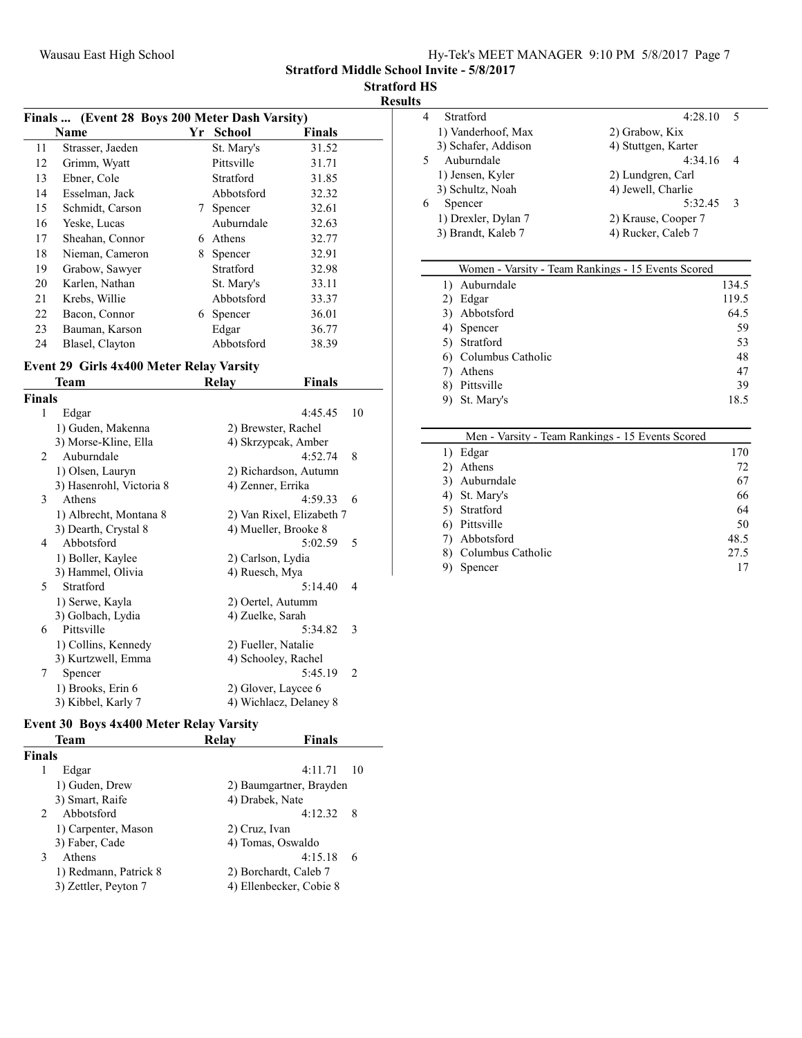**Stratford Middle School Invite - 5/8/2017**

**Stratford HS**

**Results**

### Finals ... (Event 28 Boys 200 Meter Dash Varsity)

| | Name | Yr | School | Finals |
|---|---|---|---|---|
| 11 | Strasser, Jaeden | | St. Mary's | 31.52 |
| 12 | Grimm, Wyatt | | Pittsville | 31.71 |
| 13 | Ebner, Cole | | Stratford | 31.85 |
| 14 | Esselman, Jack | | Abbotsford | 32.32 |
| 15 | Schmidt, Carson | 7 | Spencer | 32.61 |
| 16 | Yeske, Lucas | | Auburndale | 32.63 |
| 17 | Sheahan, Connor | 6 | Athens | 32.77 |
| 18 | Nieman, Cameron | 8 | Spencer | 32.91 |
| 19 | Grabow, Sawyer | | Stratford | 32.98 |
| 20 | Karlen, Nathan | | St. Mary's | 33.11 |
| 21 | Krebs, Willie | | Abbotsford | 33.37 |
| 22 | Bacon, Connor | 6 | Spencer | 36.01 |
| 23 | Bauman, Karson | | Edgar | 36.77 |
| 24 | Blasel, Clayton | | Abbotsford | 38.39 |

### Event 29 Girls 4x400 Meter Relay Varsity

| | Team | Relay | Finals | |
|---|---|---|---|---|
| **Finals** | | | | |
| 1 | Edgar | | 4:45.45 | 10 |
| | 1) Guden, Makenna | 2) Brewster, Rachel | | |
| | 3) Morse-Kline, Ella | 4) Skrzypcak, Amber | | |
| 2 | Auburndale | | 4:52.74 | 8 |
| | 1) Olsen, Lauryn | 2) Richardson, Autumn | | |
| | 3) Hasenrohl, Victoria 8 | 4) Zenner, Errika | | |
| 3 | Athens | | 4:59.33 | 6 |
| | 1) Albrecht, Montana 8 | 2) Van Rixel, Elizabeth 7 | | |
| | 3) Dearth, Crystal 8 | 4) Mueller, Brooke 8 | | |
| 4 | Abbotsford | | 5:02.59 | 5 |
| | 1) Boller, Kaylee | 2) Carlson, Lydia | | |
| | 3) Hammel, Olivia | 4) Ruesch, Mya | | |
| 5 | Stratford | | 5:14.40 | 4 |
| | 1) Serwe, Kayla | 2) Oertel, Autumm | | |
| | 3) Golbach, Lydia | 4) Zuelke, Sarah | | |
| 6 | Pittsville | | 5:34.82 | 3 |
| | 1) Collins, Kennedy | 2) Fueller, Natalie | | |
| | 3) Kurtzwell, Emma | 4) Schooley, Rachel | | |
| 7 | Spencer | | 5:45.19 | 2 |
| | 1) Brooks, Erin 6 | 2) Glover, Laycee 6 | | |
| | 3) Kibbel, Karly 7 | 4) Wichlacz, Delaney 8 | | |

### Event 30 Boys 4x400 Meter Relay Varsity

| | Team | Relay | Finals | |
|---|---|---|---|---|
| **Finals** | | | | |
| 1 | Edgar | | 4:11.71 | 10 |
| | 1) Guden, Drew | 2) Baumgartner, Brayden | | |
| | 3) Smart, Raife | 4) Drabek, Nate | | |
| 2 | Abbotsford | | 4:12.32 | 8 |
| | 1) Carpenter, Mason | 2) Cruz, Ivan | | |
| | 3) Faber, Cade | 4) Tomas, Oswaldo | | |
| 3 | Athens | | 4:15.18 | 6 |
| | 1) Redmann, Patrick 8 | 2) Borchardt, Caleb 7 | | |
| | 3) Zettler, Peyton 7 | 4) Ellenbecker, Cobie 8 | | |
| 4 | Stratford | | 4:28.10 | 5 |
| | 1) Vanderhoof, Max | 2) Grabow, Kix | | |
| | 3) Schafer, Addison | 4) Stuttgen, Karter | | |
| 5 | Auburndale | | 4:34.16 | 4 |
| | 1) Jensen, Kyler | 2) Lundgren, Carl | | |
| | 3) Schultz, Noah | 4) Jewell, Charlie | | |
| 6 | Spencer | | 5:32.45 | 3 |
| | 1) Drexler, Dylan 7 | 2) Krause, Cooper 7 | | |
| | 3) Brandt, Kaleb 7 | 4) Rucker, Caleb 7 | | |

| Women - Varsity - Team Rankings - 15 Events Scored | |
|---|---|
| 1) Auburndale | 134.5 |
| 2) Edgar | 119.5 |
| 3) Abbotsford | 64.5 |
| 4) Spencer | 59 |
| 5) Stratford | 53 |
| 6) Columbus Catholic | 48 |
| 7) Athens | 47 |
| 8) Pittsville | 39 |
| 9) St. Mary's | 18.5 |

| Men - Varsity - Team Rankings - 15 Events Scored | |
|---|---|
| 1) Edgar | 170 |
| 2) Athens | 72 |
| 3) Auburndale | 67 |
| 4) St. Mary's | 66 |
| 5) Stratford | 64 |
| 6) Pittsville | 50 |
| 7) Abbotsford | 48.5 |
| 8) Columbus Catholic | 27.5 |
| 9) Spencer | 17 |